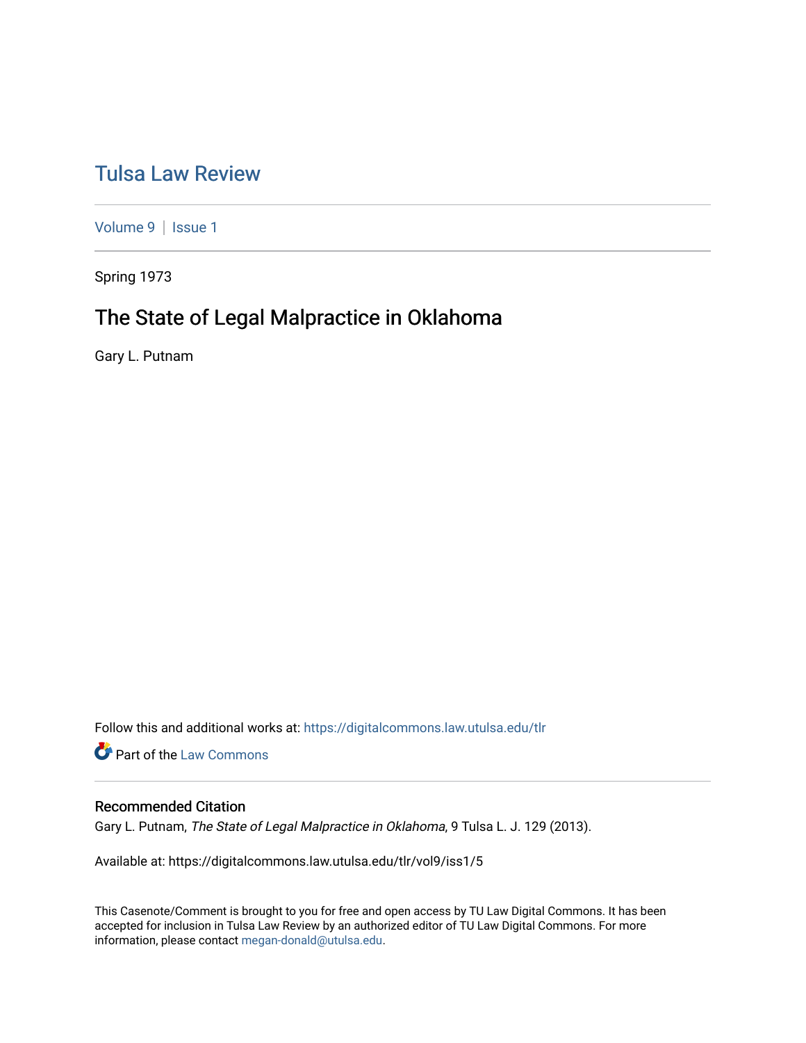# Tulsa Law Review

Volume 9 | Issue 1

Spring 1973

## The State of Legal Malpractice in Oklahoma

Gary L. Putnam

Follow this and additional works at: https://digitalcommons.law.utulsa.edu/tlr

Part of the Law Commons

### Recommended Citation

Gary L. Putnam, *The State of Legal Malpractice in Oklahoma*, 9 Tulsa L. J. 129 (2013).

Available at: https://digitalcommons.law.utulsa.edu/tlr/vol9/iss1/5

This Casenote/Comment is brought to you for free and open access by TU Law Digital Commons. It has been accepted for inclusion in Tulsa Law Review by an authorized editor of TU Law Digital Commons. For more information, please contact megan-donald@utulsa.edu.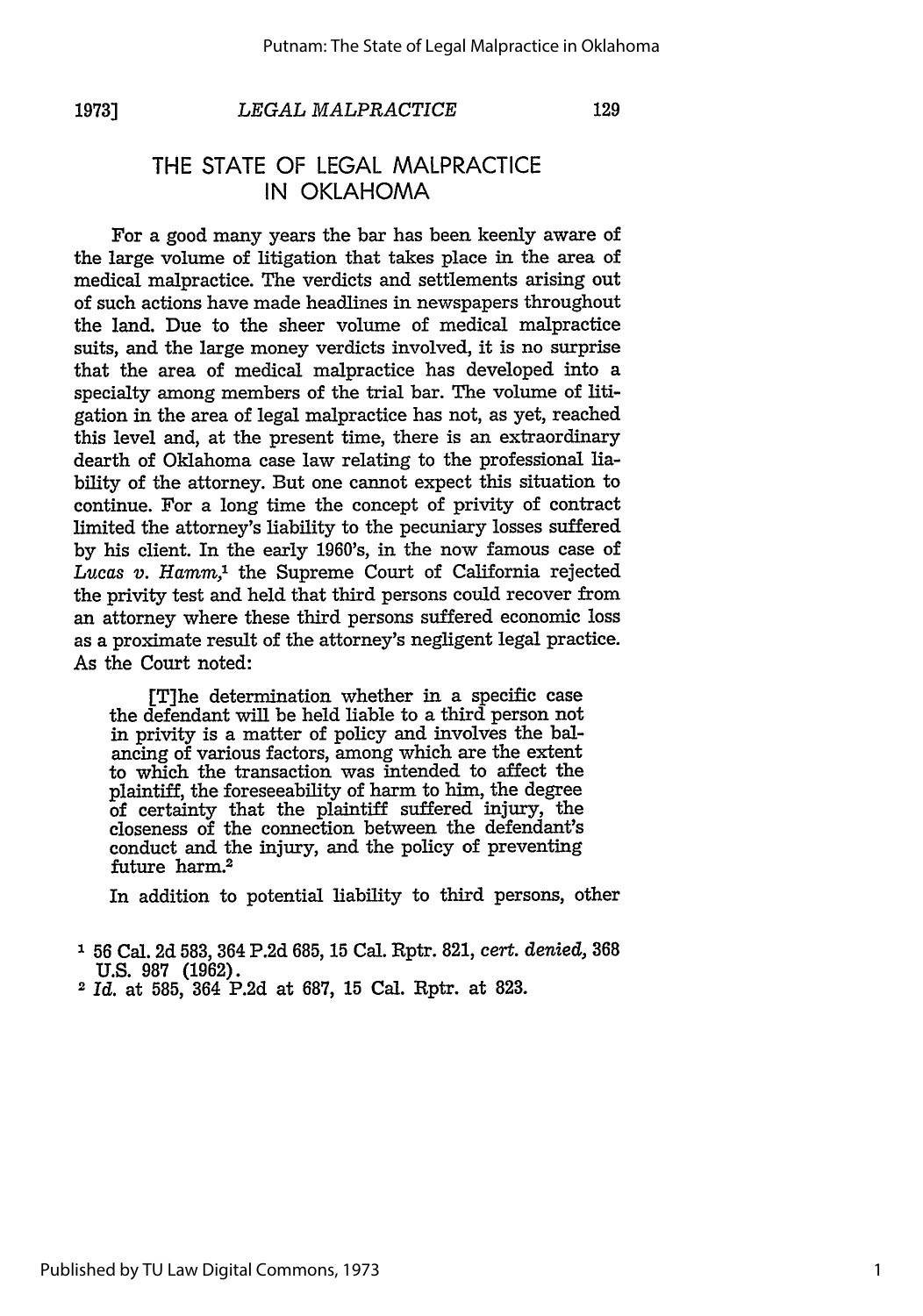# THE STATE OF LEGAL MALPRACTICE IN OKLAHOMA

For a good many years the bar has been keenly aware of the large volume of litigation that takes place in the area of medical malpractice. The verdicts and settlements arising out of such actions have made headlines in newspapers throughout the land. Due to the sheer volume of medical malpractice suits, and the large money verdicts involved, it is no surprise that the area of medical malpractice has developed into a specialty among members of the trial bar. The volume of litigation in the area of legal malpractice has not, as yet, reached this level and, at the present time, there is an extraordinary dearth of Oklahoma case law relating to the professional liability of the attorney. But one cannot expect this situation to continue. For a long time the concept of privity of contract limited the attorney's liability to the pecuniary losses suffered by his client. In the early 1960's, in the now famous case of *Lucas v. Hamm*,[1] the Supreme Court of California rejected the privity test and held that third persons could recover from an attorney where these third persons suffered economic loss as a proximate result of the attorney's negligent legal practice. As the Court noted:

> [T]he determination whether in a specific case the defendant will be held liable to a third person not in privity is a matter of policy and involves the balancing of various factors, among which are the extent to which the transaction was intended to affect the plaintiff, the foreseeability of harm to him, the degree of certainty that the plaintiff suffered injury, the closeness of the connection between the defendant's conduct and the injury, and the policy of preventing future harm.[2]

In addition to potential liability to third persons, other

---

[1] 56 Cal. 2d 583, 364 P.2d 685, 15 Cal. Rptr. 821, *cert. denied*, 368 U.S. 987 (1962).

[2] *Id.* at 585, 364 P.2d at 687, 15 Cal. Rptr. at 823.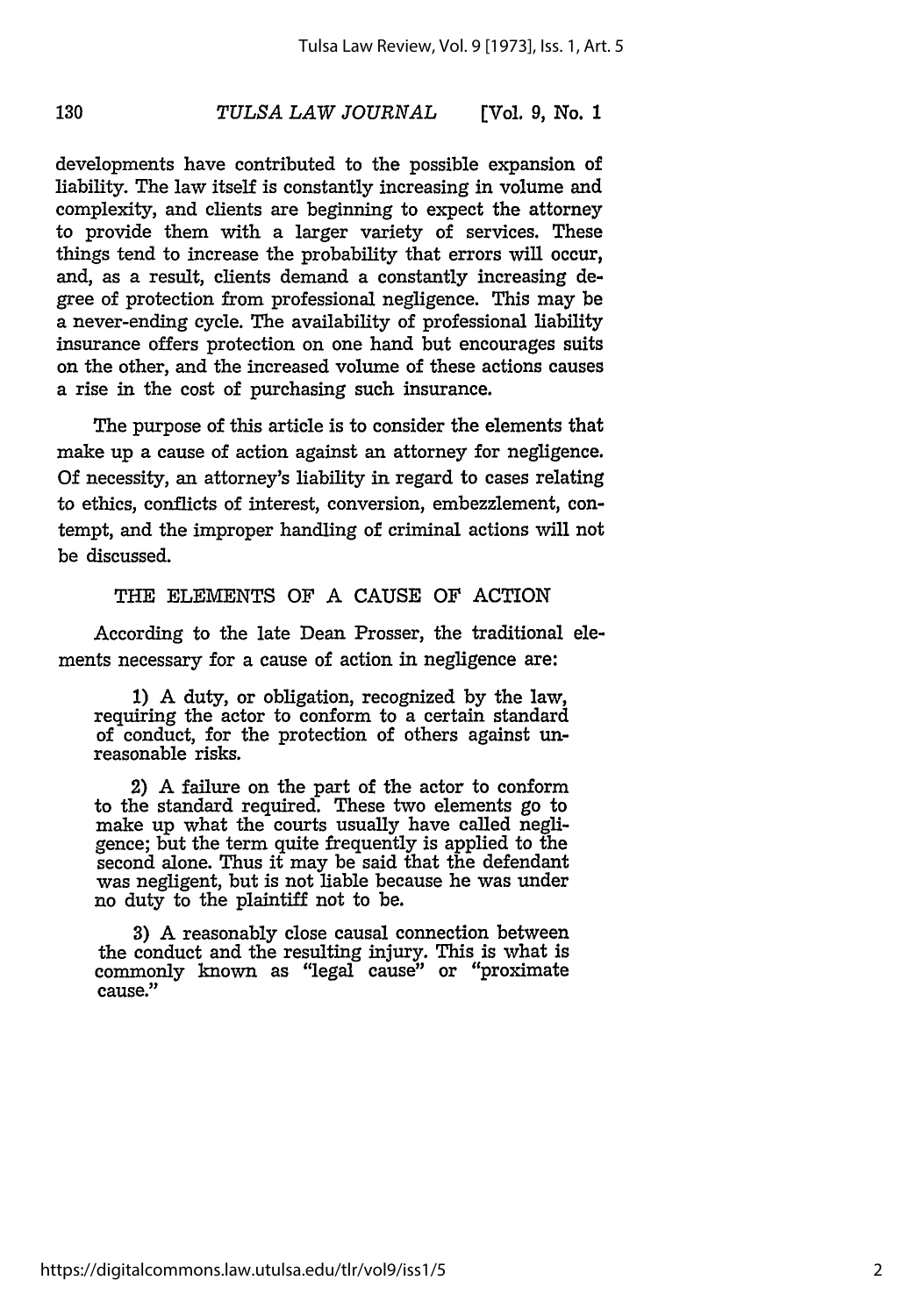developments have contributed to the possible expansion of liability. The law itself is constantly increasing in volume and complexity, and clients are beginning to expect the attorney to provide them with a larger variety of services. These things tend to increase the probability that errors will occur, and, as a result, clients demand a constantly increasing degree of protection from professional negligence. This may be a never-ending cycle. The availability of professional liability insurance offers protection on one hand but encourages suits on the other, and the increased volume of these actions causes a rise in the cost of purchasing such insurance.

The purpose of this article is to consider the elements that make up a cause of action against an attorney for negligence. Of necessity, an attorney's liability in regard to cases relating to ethics, conflicts of interest, conversion, embezzlement, contempt, and the improper handling of criminal actions will not be discussed.

## THE ELEMENTS OF A CAUSE OF ACTION

According to the late Dean Prosser, the traditional elements necessary for a cause of action in negligence are:

> 1) A duty, or obligation, recognized by the law, requiring the actor to conform to a certain standard of conduct, for the protection of others against unreasonable risks.
>
> 2) A failure on the part of the actor to conform to the standard required. These two elements go to make up what the courts usually have called negligence; but the term quite frequently is applied to the second alone. Thus it may be said that the defendant was negligent, but is not liable because he was under no duty to the plaintiff not to be.
>
> 3) A reasonably close causal connection between the conduct and the resulting injury. This is what is commonly known as "legal cause" or "proximate cause."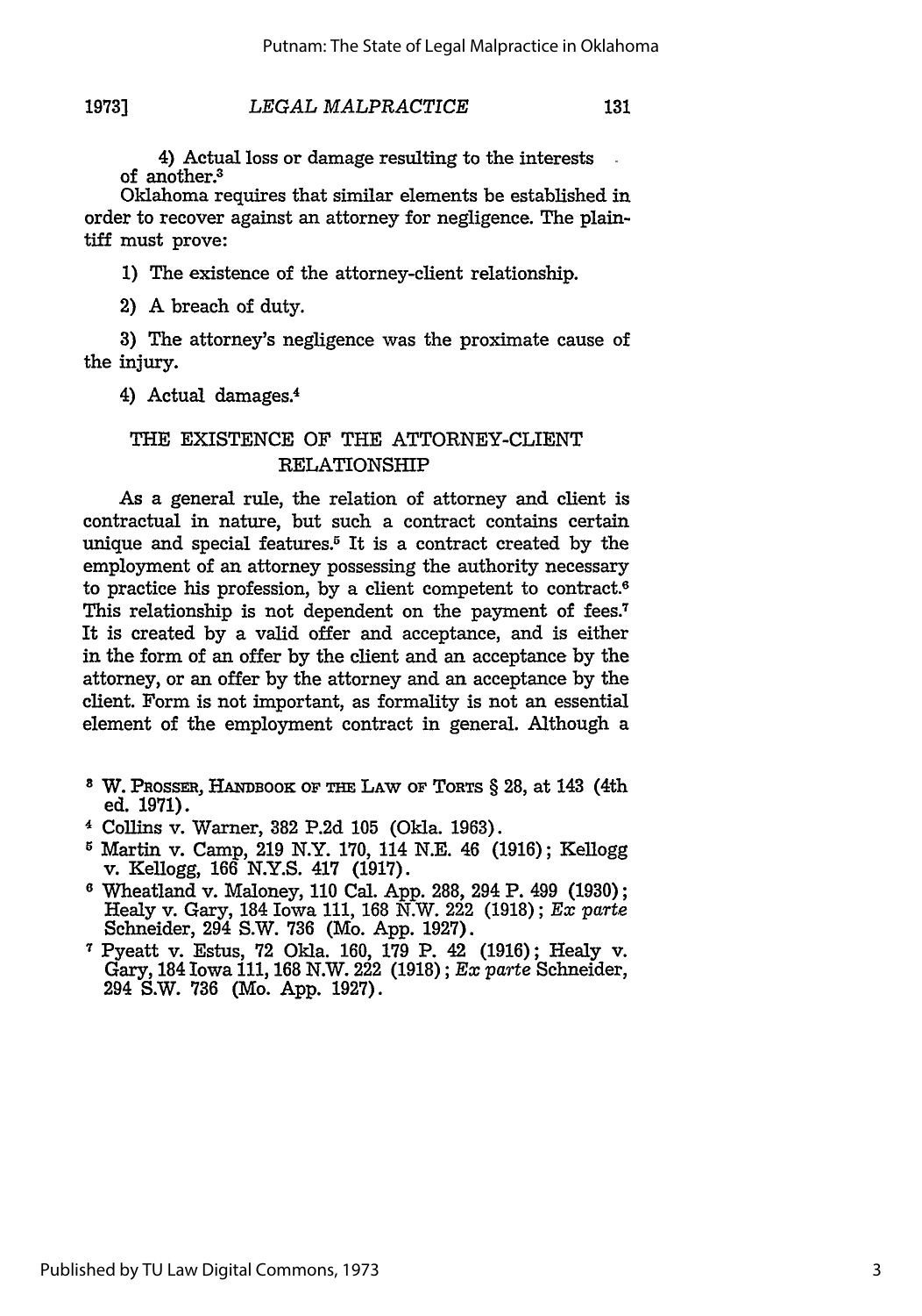4) Actual loss or damage resulting to the interests of another.[3]

Oklahoma requires that similar elements be established in order to recover against an attorney for negligence. The plaintiff must prove:

1) The existence of the attorney-client relationship.

2) A breach of duty.

3) The attorney's negligence was the proximate cause of the injury.

4) Actual damages.[4]

## THE EXISTENCE OF THE ATTORNEY-CLIENT RELATIONSHIP

As a general rule, the relation of attorney and client is contractual in nature, but such a contract contains certain unique and special features.[5] It is a contract created by the employment of an attorney possessing the authority necessary to practice his profession, by a client competent to contract.[6] This relationship is not dependent on the payment of fees.[7] It is created by a valid offer and acceptance, and is either in the form of an offer by the client and an acceptance by the attorney, or an offer by the attorney and an acceptance by the client. Form is not important, as formality is not an essential element of the employment contract in general. Although a

---

[3] W. PROSSER, HANDBOOK OF THE LAW OF TORTS § 28, at 143 (4th ed. 1971).

[4] Collins v. Warner, 382 P.2d 105 (Okla. 1963).

[5] Martin v. Camp, 219 N.Y. 170, 114 N.E. 46 (1916); Kellogg v. Kellogg, 166 N.Y.S. 417 (1917).

[6] Wheatland v. Maloney, 110 Cal. App. 288, 294 P. 499 (1930); Healy v. Gary, 184 Iowa 111, 168 N.W. 222 (1918); *Ex parte* Schneider, 294 S.W. 736 (Mo. App. 1927).

[7] Pyeatt v. Estus, 72 Okla. 160, 179 P. 42 (1916); Healy v. Gary, 184 Iowa 111, 168 N.W. 222 (1918); *Ex parte* Schneider, 294 S.W. 736 (Mo. App. 1927).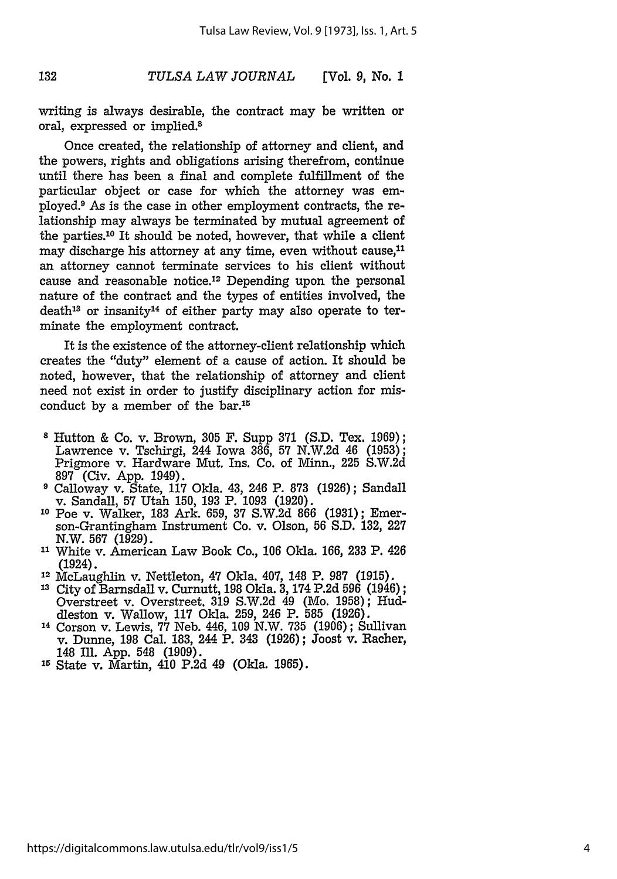writing is always desirable, the contract may be written or oral, expressed or implied.[8]

Once created, the relationship of attorney and client, and the powers, rights and obligations arising therefrom, continue until there has been a final and complete fulfillment of the particular object or case for which the attorney was employed.[9] As is the case in other employment contracts, the relationship may always be terminated by mutual agreement of the parties.[10] It should be noted, however, that while a client may discharge his attorney at any time, even without cause,[11] an attorney cannot terminate services to his client without cause and reasonable notice.[12] Depending upon the personal nature of the contract and the types of entities involved, the death[13] or insanity[14] of either party may also operate to terminate the employment contract.

It is the existence of the attorney-client relationship which creates the "duty" element of a cause of action. It should be noted, however, that the relationship of attorney and client need not exist in order to justify disciplinary action for misconduct by a member of the bar.[15]

---

[8] Hutton & Co. v. Brown, 305 F. Supp 371 (S.D. Tex. 1969); Lawrence v. Tschirgi, 244 Iowa 386, 57 N.W.2d 46 (1953); Prigmore v. Hardware Mut. Ins. Co. of Minn., 225 S.W.2d 897 (Civ. App. 1949).

[9] Calloway v. State, 117 Okla. 43, 246 P. 873 (1926); Sandall v. Sandall, 57 Utah 150, 193 P. 1093 (1920).

[10] Poe v. Walker, 183 Ark. 659, 37 S.W.2d 866 (1931); Emerson-Grantingham Instrument Co. v. Olson, 56 S.D. 132, 227 N.W. 567 (1929).

[11] White v. American Law Book Co., 106 Okla. 166, 233 P. 426 (1924).

[12] McLaughlin v. Nettleton, 47 Okla. 407, 148 P. 987 (1915).

[13] City of Barnsdall v. Curnutt, 198 Okla. 3, 174 P.2d 596 (1946); Overstreet v. Overstreet, 319 S.W.2d 49 (Mo. 1958); Huddleston v. Wallow, 117 Okla. 259, 246 P. 585 (1926).

[14] Corson v. Lewis, 77 Neb. 446, 109 N.W. 735 (1906); Sullivan v. Dunne, 198 Cal. 183, 244 P. 343 (1926); Joost v. Racher, 148 Ill. App. 548 (1909).

[15] State v. Martin, 410 P.2d 49 (Okla. 1965).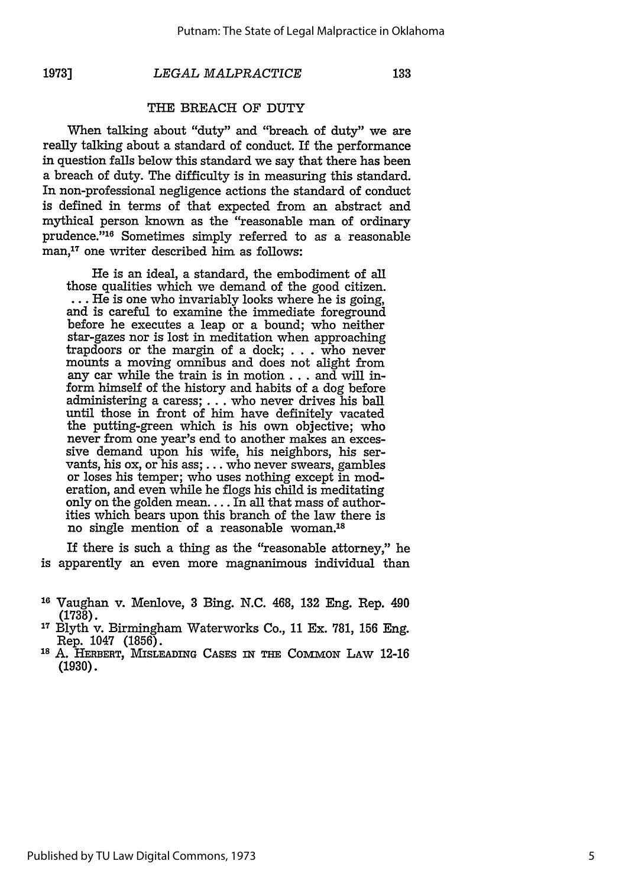## THE BREACH OF DUTY

When talking about "duty" and "breach of duty" we are really talking about a standard of conduct. If the performance in question falls below this standard we say that there has been a breach of duty. The difficulty is in measuring this standard. In non-professional negligence actions the standard of conduct is defined in terms of that expected from an abstract and mythical person known as the "reasonable man of ordinary prudence."[16] Sometimes simply referred to as a reasonable man,[17] one writer described him as follows:

> He is an ideal, a standard, the embodiment of all those qualities which we demand of the good citizen. . . . He is one who invariably looks where he is going, and is careful to examine the immediate foreground before he executes a leap or a bound; who neither star-gazes nor is lost in meditation when approaching trapdoors or the margin of a dock; . . . who never mounts a moving omnibus and does not alight from any car while the train is in motion . . . and will inform himself of the history and habits of a dog before administering a caress; . . . who never drives his ball until those in front of him have definitely vacated the putting-green which is his own objective; who never from one year's end to another makes an excessive demand upon his wife, his neighbors, his servants, his ox, or his ass; . . . who never swears, gambles or loses his temper; who uses nothing except in moderation, and even while he flogs his child is meditating only on the golden mean. . . . In all that mass of authorities which bears upon this branch of the law there is no single mention of a reasonable woman.[18]

If there is such a thing as the "reasonable attorney," he is apparently an even more magnanimous individual than

---

[16] Vaughan v. Menlove, 3 Bing. N.C. 468, 132 Eng. Rep. 490 (1738).

[17] Blyth v. Birmingham Waterworks Co., 11 Ex. 781, 156 Eng. Rep. 1047 (1856).

[18] A. HERBERT, MISLEADING CASES IN THE COMMON LAW 12-16 (1930).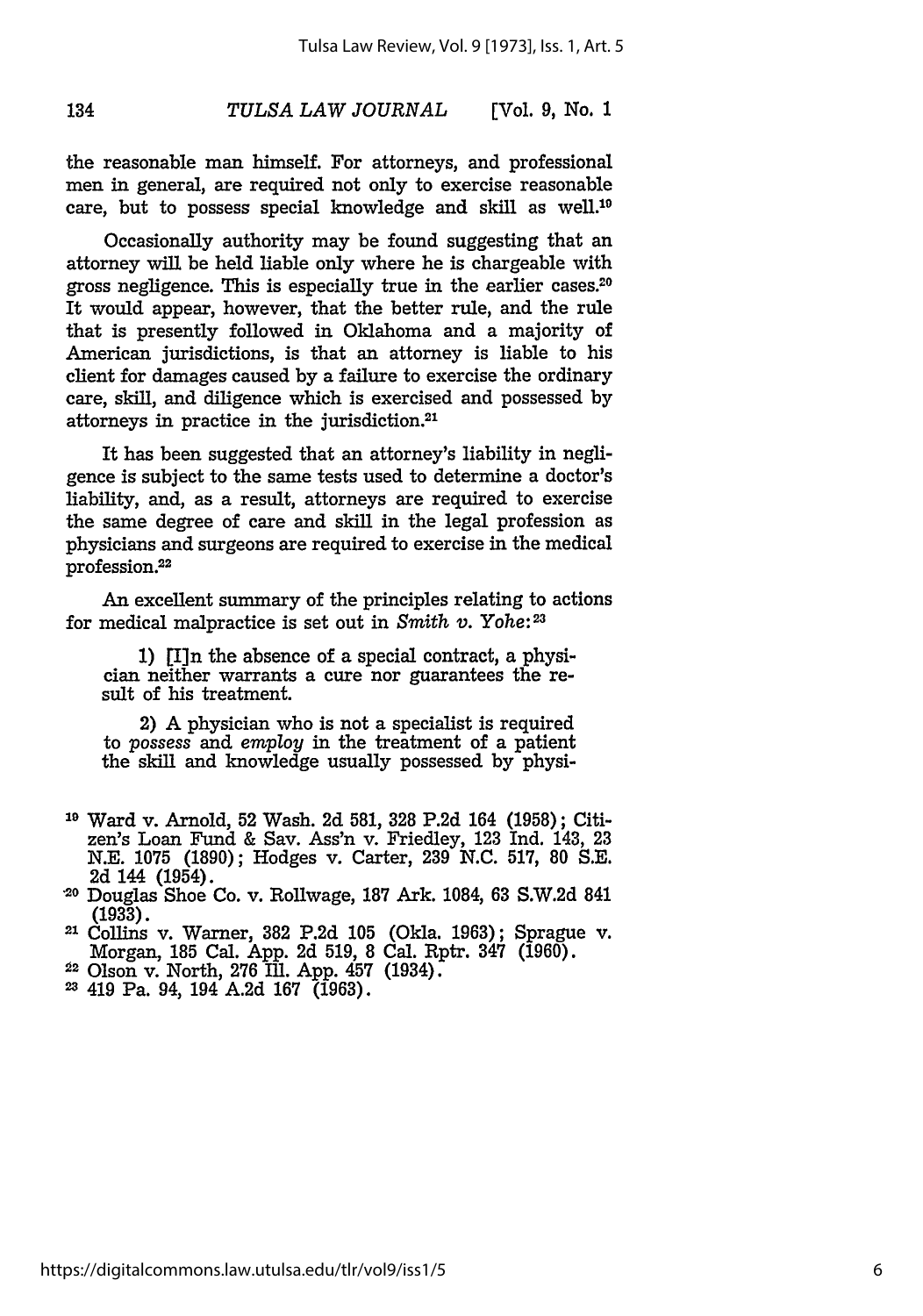the reasonable man himself. For attorneys, and professional men in general, are required not only to exercise reasonable care, but to possess special knowledge and skill as well.[19]

Occasionally authority may be found suggesting that an attorney will be held liable only where he is chargeable with gross negligence. This is especially true in the earlier cases.[20] It would appear, however, that the better rule, and the rule that is presently followed in Oklahoma and a majority of American jurisdictions, is that an attorney is liable to his client for damages caused by a failure to exercise the ordinary care, skill, and diligence which is exercised and possessed by attorneys in practice in the jurisdiction.[21]

It has been suggested that an attorney's liability in negligence is subject to the same tests used to determine a doctor's liability, and, as a result, attorneys are required to exercise the same degree of care and skill in the legal profession as physicians and surgeons are required to exercise in the medical profession.[22]

An excellent summary of the principles relating to actions for medical malpractice is set out in *Smith v. Yohe*:[23]

> 1) [I]n the absence of a special contract, a physician neither warrants a cure nor guarantees the result of his treatment.
>
> 2) A physician who is not a specialist is required to *possess* and *employ* in the treatment of a patient the skill and knowledge usually possessed by physi-

---

[19] Ward v. Arnold, 52 Wash. 2d 581, 328 P.2d 164 (1958); Citizen's Loan Fund & Sav. Ass'n v. Friedley, 123 Ind. 143, 23 N.E. 1075 (1890); Hodges v. Carter, 239 N.C. 517, 80 S.E. 2d 144 (1954).

[20] Douglas Shoe Co. v. Rollwage, 187 Ark. 1084, 63 S.W.2d 841 (1933).

[21] Collins v. Warner, 382 P.2d 105 (Okla. 1963); Sprague v. Morgan, 185 Cal. App. 2d 519, 8 Cal. Rptr. 347 (1960).

[22] Olson v. North, 276 Ill. App. 457 (1934).

[23] 419 Pa. 94, 194 A.2d 167 (1963).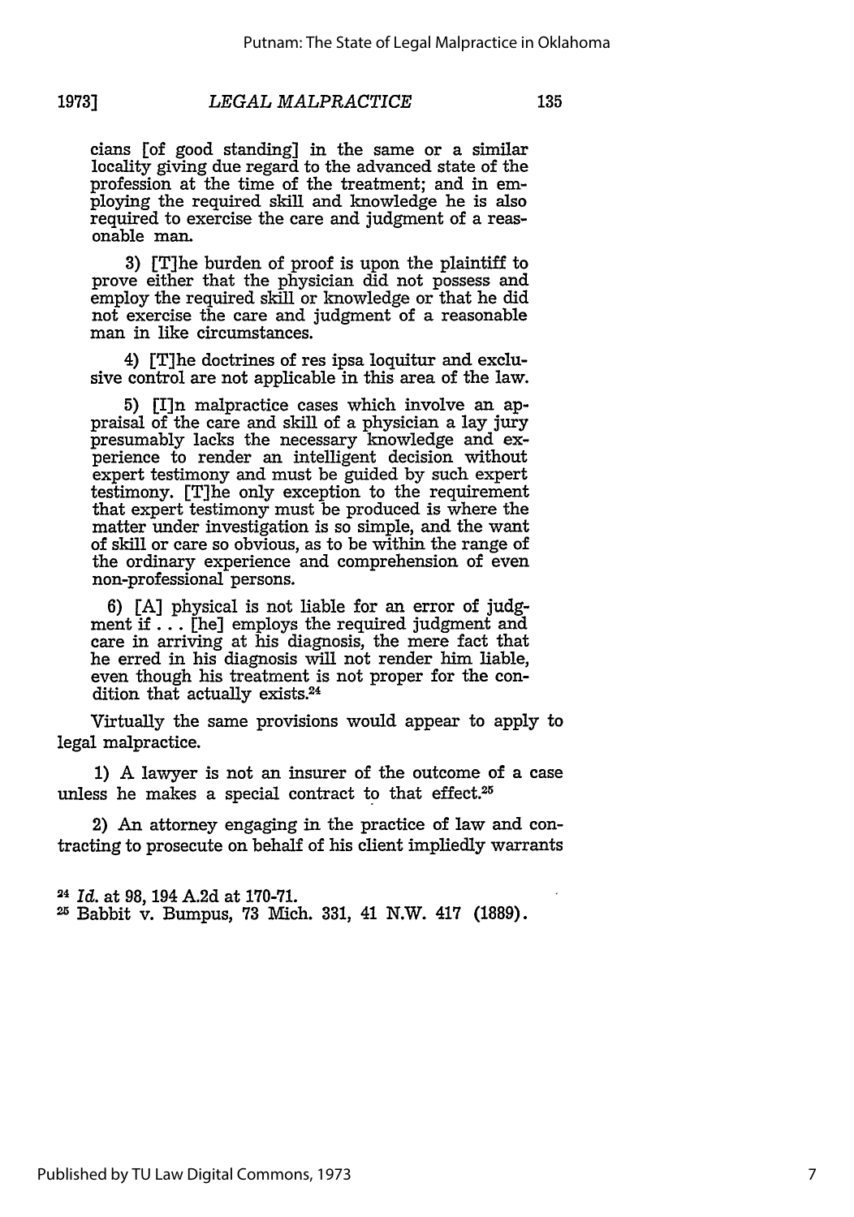cians [of good standing] in the same or a similar locality giving due regard to the advanced state of the profession at the time of the treatment; and in employing the required skill and knowledge he is also required to exercise the care and judgment of a reasonable man.

3) [T]he burden of proof is upon the plaintiff to prove either that the physician did not possess and employ the required skill or knowledge or that he did not exercise the care and judgment of a reasonable man in like circumstances.

4) [T]he doctrines of res ipsa loquitur and exclusive control are not applicable in this area of the law.

5) [I]n malpractice cases which involve an appraisal of the care and skill of a physician a lay jury presumably lacks the necessary knowledge and experience to render an intelligent decision without expert testimony and must be guided by such expert testimony. [T]he only exception to the requirement that expert testimony must be produced is where the matter under investigation is so simple, and the want of skill or care so obvious, as to be within the range of the ordinary experience and comprehension of even non-professional persons.

6) [A] physical is not liable for an error of judgment if . . . [he] employs the required judgment and care in arriving at his diagnosis, the mere fact that he erred in his diagnosis will not render him liable, even though his treatment is not proper for the condition that actually exists.[24]

Virtually the same provisions would appear to apply to legal malpractice.

1) A lawyer is not an insurer of the outcome of a case unless he makes a special contract to that effect.[25]

2) An attorney engaging in the practice of law and contracting to prosecute on behalf of his client impliedly warrants

---

[24] *Id.* at 98, 194 A.2d at 170-71.

[25] Babbit v. Bumpus, 73 Mich. 331, 41 N.W. 417 (1889).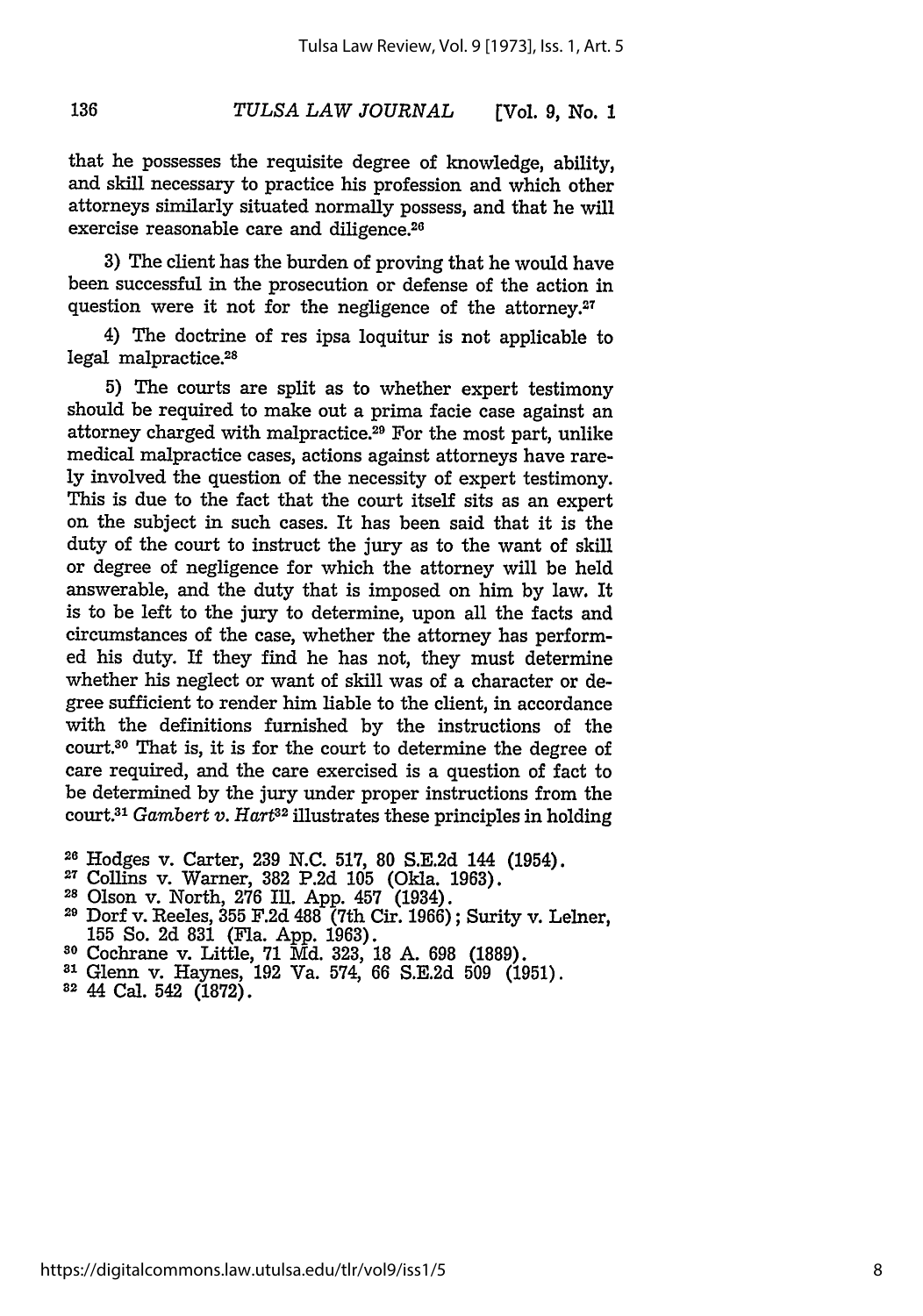that he possesses the requisite degree of knowledge, ability, and skill necessary to practice his profession and which other attorneys similarly situated normally possess, and that he will exercise reasonable care and diligence.[26]

3) The client has the burden of proving that he would have been successful in the prosecution or defense of the action in question were it not for the negligence of the attorney.[27]

4) The doctrine of res ipsa loquitur is not applicable to legal malpractice.[28]

5) The courts are split as to whether expert testimony should be required to make out a prima facie case against an attorney charged with malpractice.[29] For the most part, unlike medical malpractice cases, actions against attorneys have rarely involved the question of the necessity of expert testimony. This is due to the fact that the court itself sits as an expert on the subject in such cases. It has been said that it is the duty of the court to instruct the jury as to the want of skill or degree of negligence for which the attorney will be held answerable, and the duty that is imposed on him by law. It is to be left to the jury to determine, upon all the facts and circumstances of the case, whether the attorney has performed his duty. If they find he has not, they must determine whether his neglect or want of skill was of a character or degree sufficient to render him liable to the client, in accordance with the definitions furnished by the instructions of the court.[30] That is, it is for the court to determine the degree of care required, and the care exercised is a question of fact to be determined by the jury under proper instructions from the court.[31] *Gambert v. Hart*[32] illustrates these principles in holding

[26] Hodges v. Carter, 239 N.C. 517, 80 S.E.2d 144 (1954).

[27] Collins v. Warner, 382 P.2d 105 (Okla. 1963).

[28] Olson v. North, 276 Ill. App. 457 (1934).

[29] Dorf v. Reeles, 355 F.2d 488 (7th Cir. 1966); Surity v. Lelner, 155 So. 2d 831 (Fla. App. 1963).

[30] Cochrane v. Little, 71 Md. 323, 18 A. 698 (1889).

[31] Glenn v. Haynes, 192 Va. 574, 66 S.E.2d 509 (1951).

[32] 44 Cal. 542 (1872).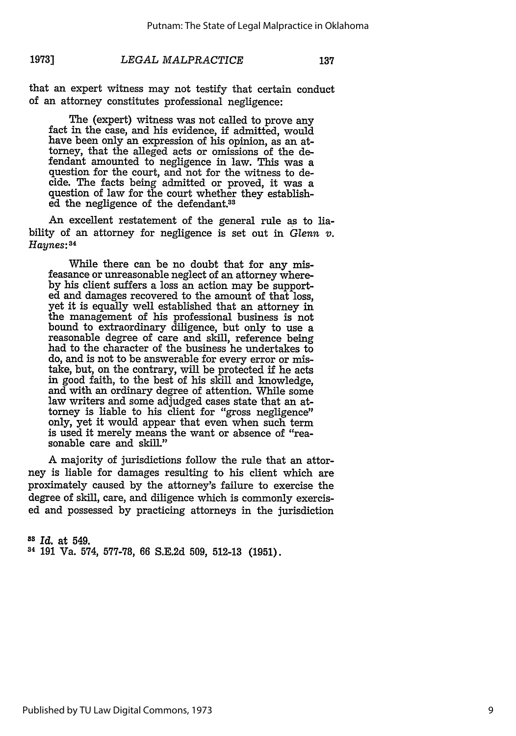that an expert witness may not testify that certain conduct of an attorney constitutes professional negligence:

> The (expert) witness was not called to prove any fact in the case, and his evidence, if admitted, would have been only an expression of his opinion, as an attorney, that the alleged acts or omissions of the defendant amounted to negligence in law. This was a question for the court, and not for the witness to decide. The facts being admitted or proved, it was a question of law for the court whether they established the negligence of the defendant.[33]

An excellent restatement of the general rule as to liability of an attorney for negligence is set out in *Glenn v. Haynes*:[34]

> While there can be no doubt that for any misfeasance or unreasonable neglect of an attorney whereby his client suffers a loss an action may be supported and damages recovered to the amount of that loss, yet it is equally well established that an attorney in the management of his professional business is not bound to extraordinary diligence, but only to use a reasonable degree of care and skill, reference being had to the character of the business he undertakes to do, and is not to be answerable for every error or mistake, but, on the contrary, will be protected if he acts in good faith, to the best of his skill and knowledge, and with an ordinary degree of attention. While some law writers and some adjudged cases state that an attorney is liable to his client for "gross negligence" only, yet it would appear that even when such term is used it merely means the want or absence of "reasonable care and skill."

A majority of jurisdictions follow the rule that an attorney is liable for damages resulting to his client which are proximately caused by the attorney's failure to exercise the degree of skill, care, and diligence which is commonly exercised and possessed by practicing attorneys in the jurisdiction

[33] *Id.* at 549.

[34] 191 Va. 574, 577-78, 66 S.E.2d 509, 512-13 (1951).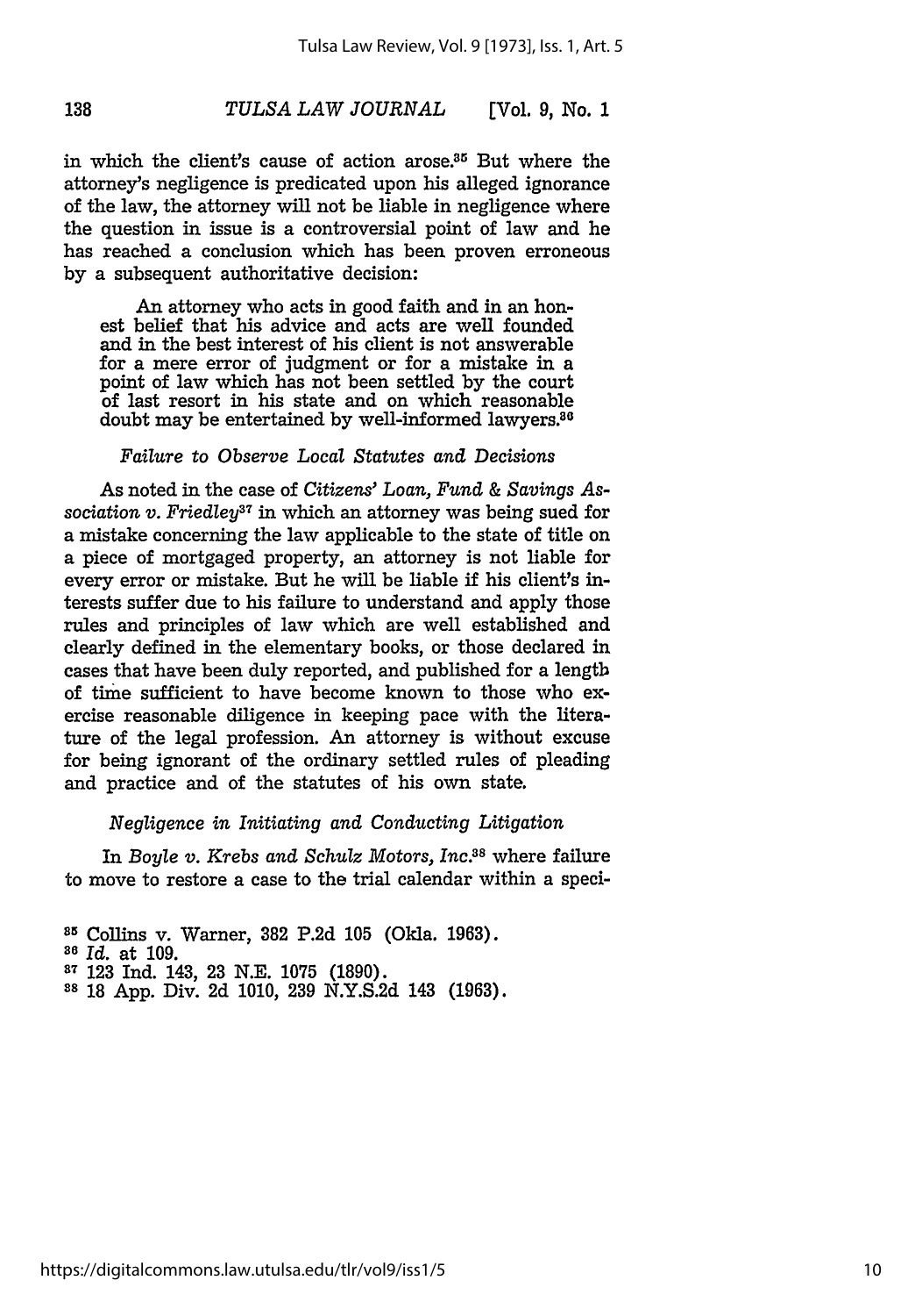in which the client's cause of action arose.[35] But where the attorney's negligence is predicated upon his alleged ignorance of the law, the attorney will not be liable in negligence where the question in issue is a controversial point of law and he has reached a conclusion which has been proven erroneous by a subsequent authoritative decision:

> An attorney who acts in good faith and in an honest belief that his advice and acts are well founded and in the best interest of his client is not answerable for a mere error of judgment or for a mistake in a point of law which has not been settled by the court of last resort in his state and on which reasonable doubt may be entertained by well-informed lawyers.[36]

*Failure to Observe Local Statutes and Decisions*

As noted in the case of *Citizens' Loan, Fund & Savings Association v. Friedley*[37] in which an attorney was being sued for a mistake concerning the law applicable to the state of title on a piece of mortgaged property, an attorney is not liable for every error or mistake. But he will be liable if his client's interests suffer due to his failure to understand and apply those rules and principles of law which are well established and clearly defined in the elementary books, or those declared in cases that have been duly reported, and published for a length of time sufficient to have become known to those who exercise reasonable diligence in keeping pace with the literature of the legal profession. An attorney is without excuse for being ignorant of the ordinary settled rules of pleading and practice and of the statutes of his own state.

*Negligence in Initiating and Conducting Litigation*

In *Boyle v. Krebs and Schulz Motors, Inc.*[38] where failure to move to restore a case to the trial calendar within a speci-

---

[35] Collins v. Warner, 382 P.2d 105 (Okla. 1963).

[36] *Id.* at 109.

[37] 123 Ind. 143, 23 N.E. 1075 (1890).

[38] 18 App. Div. 2d 1010, 239 N.Y.S.2d 143 (1963).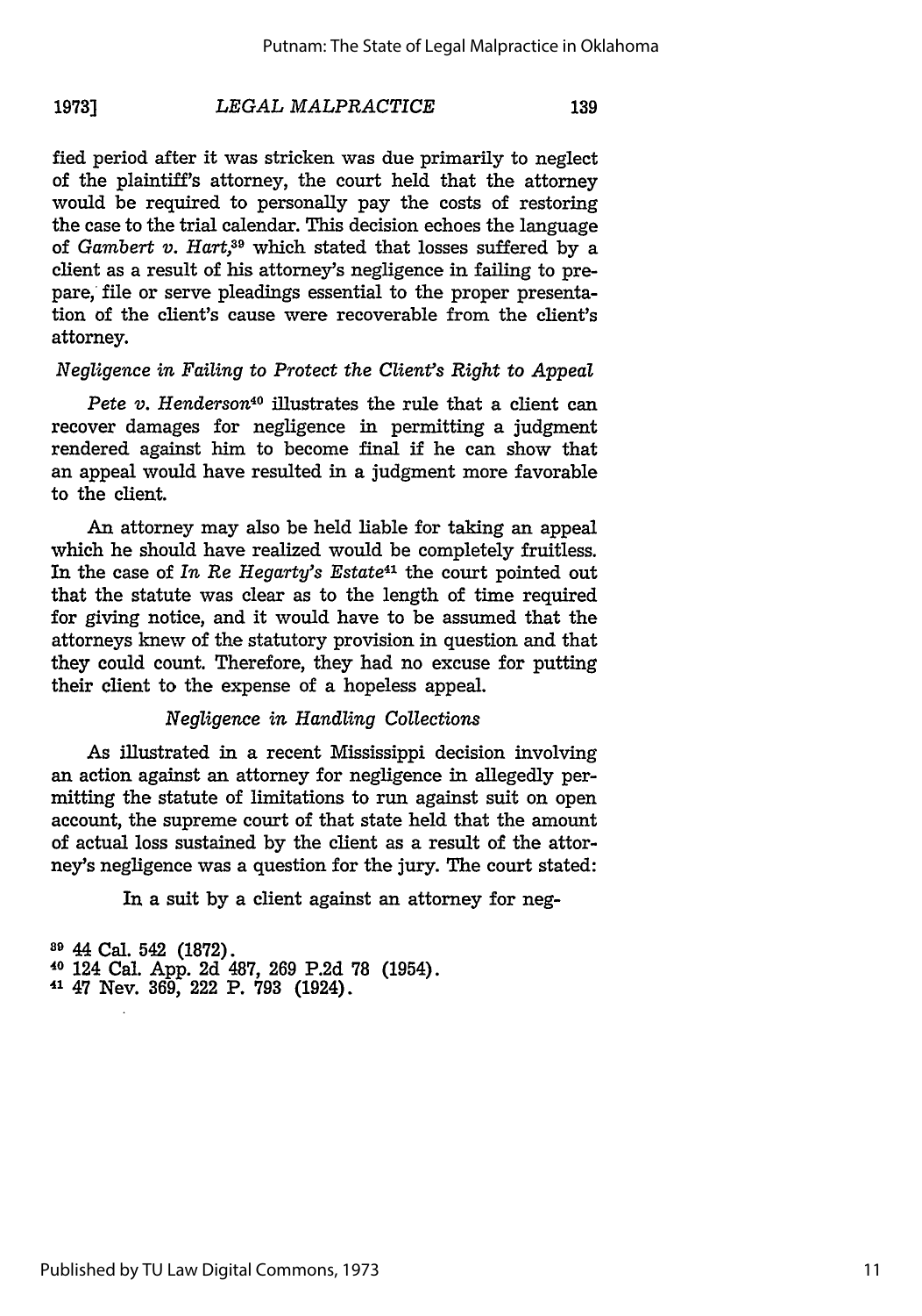fied period after it was stricken was due primarily to neglect of the plaintiff's attorney, the court held that the attorney would be required to personally pay the costs of restoring the case to the trial calendar. This decision echoes the language of *Gambert v. Hart*,[39] which stated that losses suffered by a client as a result of his attorney's negligence in failing to prepare, file or serve pleadings essential to the proper presentation of the client's cause were recoverable from the client's attorney.

### *Negligence in Failing to Protect the Client's Right to Appeal*

*Pete v. Henderson*[40] illustrates the rule that a client can recover damages for negligence in permitting a judgment rendered against him to become final if he can show that an appeal would have resulted in a judgment more favorable to the client.

An attorney may also be held liable for taking an appeal which he should have realized would be completely fruitless. In the case of *In Re Hegarty's Estate*[41] the court pointed out that the statute was clear as to the length of time required for giving notice, and it would have to be assumed that the attorneys knew of the statutory provision in question and that they could count. Therefore, they had no excuse for putting their client to the expense of a hopeless appeal.

### *Negligence in Handling Collections*

As illustrated in a recent Mississippi decision involving an action against an attorney for negligence in allegedly permitting the statute of limitations to run against suit on open account, the supreme court of that state held that the amount of actual loss sustained by the client as a result of the attorney's negligence was a question for the jury. The court stated:

> In a suit by a client against an attorney for neg-

[39] 44 Cal. 542 (1872).
[40] 124 Cal. App. 2d 487, 269 P.2d 78 (1954).
[41] 47 Nev. 369, 222 P. 793 (1924).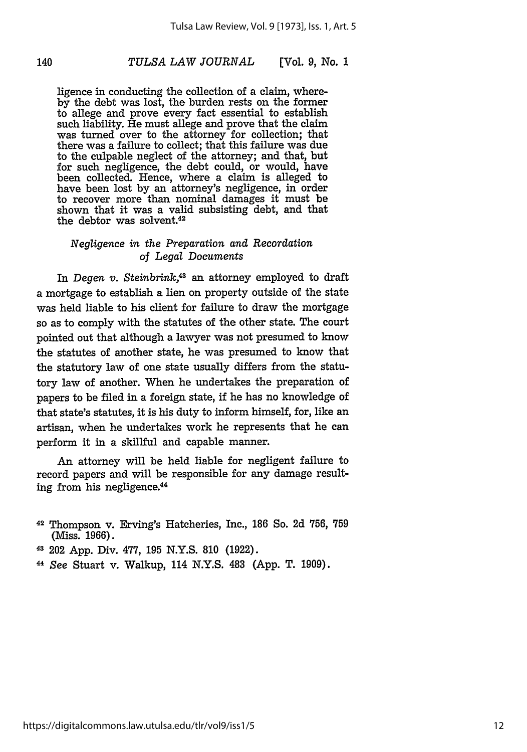ligence in conducting the collection of a claim, whereby the debt was lost, the burden rests on the former to allege and prove every fact essential to establish such liability. He must allege and prove that the claim was turned over to the attorney for collection; that there was a failure to collect; that this failure was due to the culpable neglect of the attorney; and that, but for such negligence, the debt could, or would, have been collected. Hence, where a claim is alleged to have been lost by an attorney's negligence, in order to recover more than nominal damages it must be shown that it was a valid subsisting debt, and that the debtor was solvent.[42]

### *Negligence in the Preparation and Recordation of Legal Documents*

In *Degen v. Steinbrink*,[43] an attorney employed to draft a mortgage to establish a lien on property outside of the state was held liable to his client for failure to draw the mortgage so as to comply with the statutes of the other state. The court pointed out that although a lawyer was not presumed to know the statutes of another state, he was presumed to know that the statutory law of one state usually differs from the statutory law of another. When he undertakes the preparation of papers to be filed in a foreign state, if he has no knowledge of that state's statutes, it is his duty to inform himself, for, like an artisan, when he undertakes work he represents that he can perform it in a skillful and capable manner.

An attorney will be held liable for negligent failure to record papers and will be responsible for any damage resulting from his negligence.[44]

---

[42] Thompson v. Erving's Hatcheries, Inc., 186 So. 2d 756, 759 (Miss. 1966).

[43] 202 App. Div. 477, 195 N.Y.S. 810 (1922).

[44] *See* Stuart v. Walkup, 114 N.Y.S. 483 (App. T. 1909).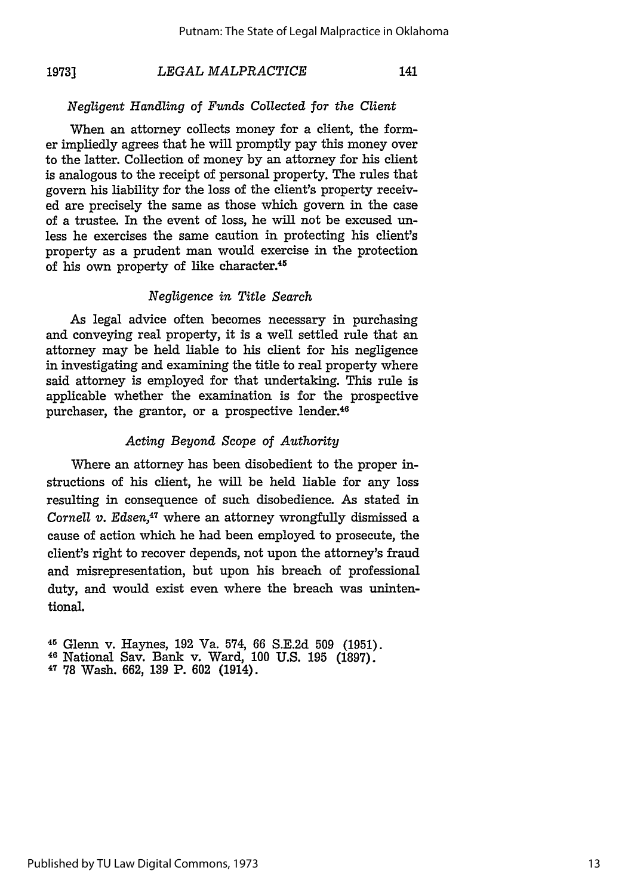### *Negligent Handling of Funds Collected for the Client*

When an attorney collects money for a client, the former impliedly agrees that he will promptly pay this money over to the latter. Collection of money by an attorney for his client is analogous to the receipt of personal property. The rules that govern his liability for the loss of the client's property received are precisely the same as those which govern in the case of a trustee. In the event of loss, he will not be excused unless he exercises the same caution in protecting his client's property as a prudent man would exercise in the protection of his own property of like character.[45]

### *Negligence in Title Search*

As legal advice often becomes necessary in purchasing and conveying real property, it is a well settled rule that an attorney may be held liable to his client for his negligence in investigating and examining the title to real property where said attorney is employed for that undertaking. This rule is applicable whether the examination is for the prospective purchaser, the grantor, or a prospective lender.[46]

### *Acting Beyond Scope of Authority*

Where an attorney has been disobedient to the proper instructions of his client, he will be held liable for any loss resulting in consequence of such disobedience. As stated in *Cornell v. Edsen*,[47] where an attorney wrongfully dismissed a cause of action which he had been employed to prosecute, the client's right to recover depends, not upon the attorney's fraud and misrepresentation, but upon his breach of professional duty, and would exist even where the breach was unintentional.

[45] Glenn v. Haynes, 192 Va. 574, 66 S.E.2d 509 (1951).
[46] National Sav. Bank v. Ward, 100 U.S. 195 (1897).
[47] 78 Wash. 662, 139 P. 602 (1914).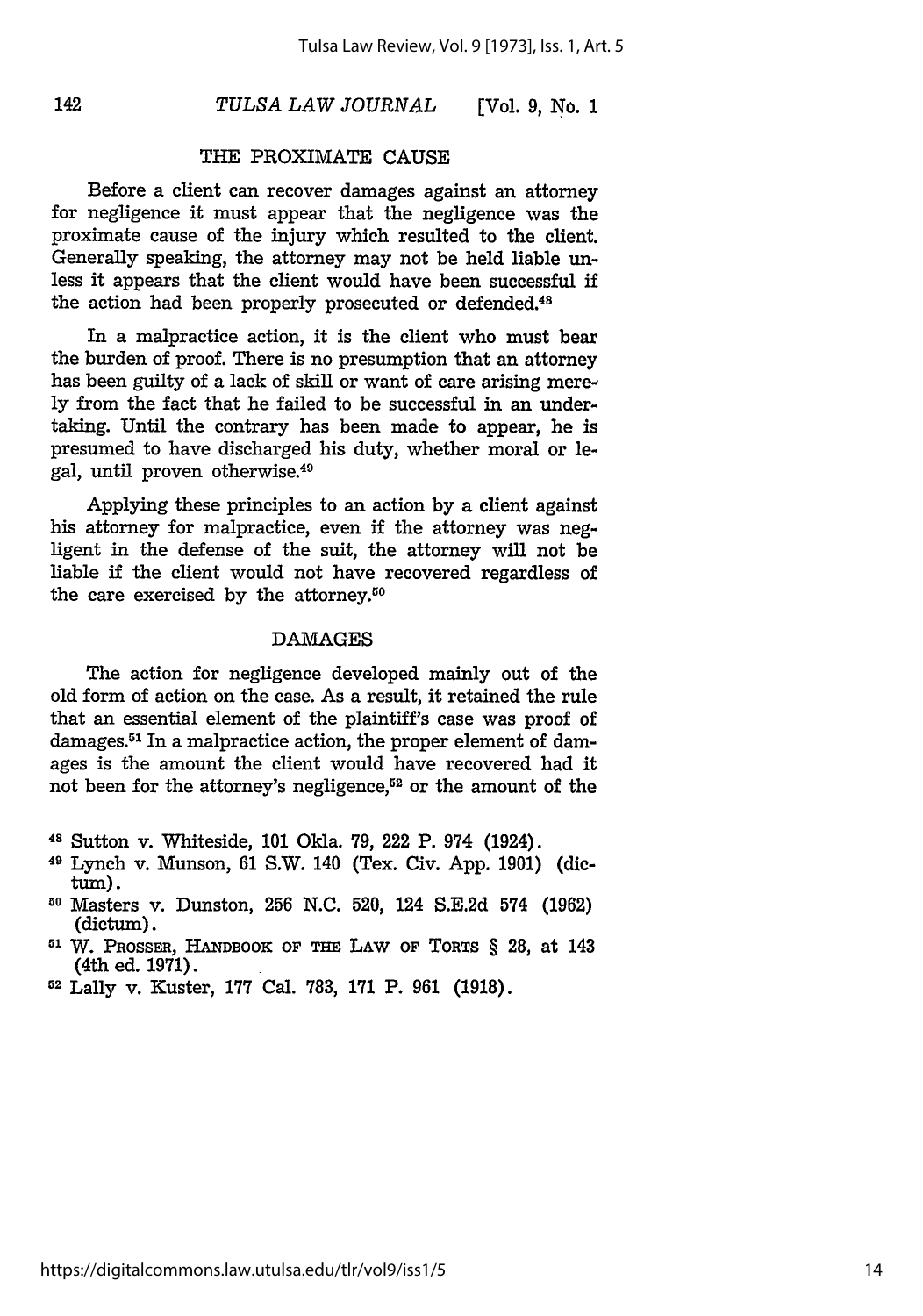## THE PROXIMATE CAUSE

Before a client can recover damages against an attorney for negligence it must appear that the negligence was the proximate cause of the injury which resulted to the client. Generally speaking, the attorney may not be held liable unless it appears that the client would have been successful if the action had been properly prosecuted or defended.[48]

In a malpractice action, it is the client who must bear the burden of proof. There is no presumption that an attorney has been guilty of a lack of skill or want of care arising merely from the fact that he failed to be successful in an undertaking. Until the contrary has been made to appear, he is presumed to have discharged his duty, whether moral or legal, until proven otherwise.[49]

Applying these principles to an action by a client against his attorney for malpractice, even if the attorney was negligent in the defense of the suit, the attorney will not be liable if the client would not have recovered regardless of the care exercised by the attorney.[50]

## DAMAGES

The action for negligence developed mainly out of the old form of action on the case. As a result, it retained the rule that an essential element of the plaintiff's case was proof of damages.[51] In a malpractice action, the proper element of damages is the amount the client would have recovered had it not been for the attorney's negligence,[52] or the amount of the

[48] Sutton v. Whiteside, 101 Okla. 79, 222 P. 974 (1924).

[49] Lynch v. Munson, 61 S.W. 140 (Tex. Civ. App. 1901) (dictum).

[50] Masters v. Dunston, 256 N.C. 520, 124 S.E.2d 574 (1962) (dictum).

[51] W. PROSSER, HANDBOOK OF THE LAW OF TORTS § 28, at 143 (4th ed. 1971).

[52] Lally v. Kuster, 177 Cal. 783, 171 P. 961 (1918).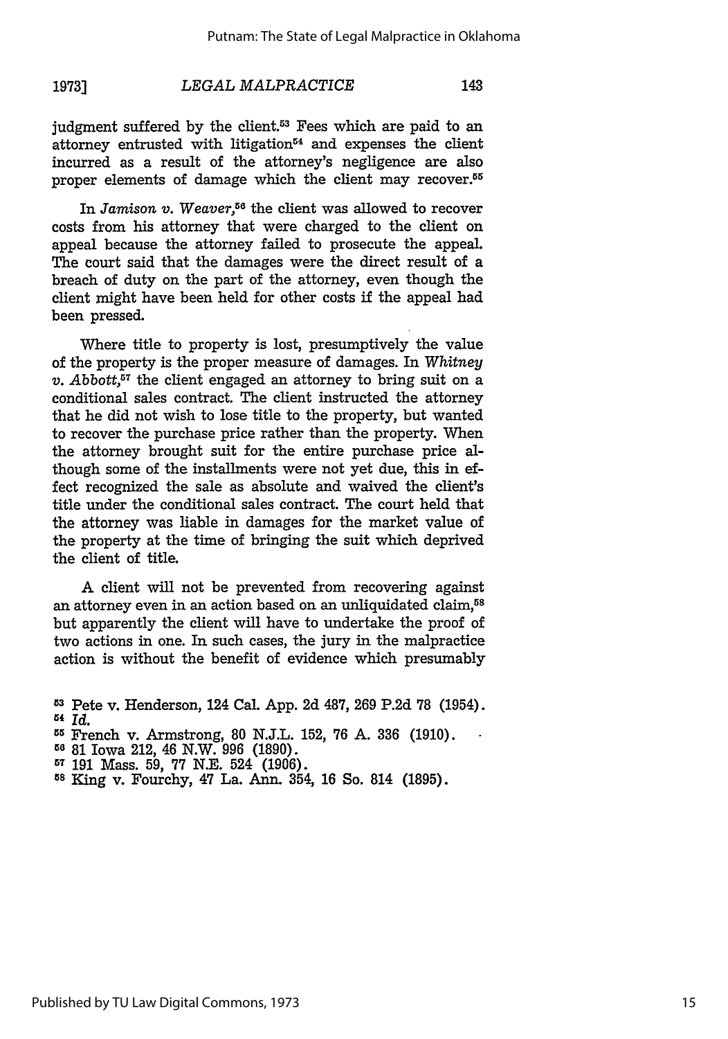judgment suffered by the client.[53] Fees which are paid to an attorney entrusted with litigation[54] and expenses the client incurred as a result of the attorney's negligence are also proper elements of damage which the client may recover.[55]

In *Jamison v. Weaver*,[56] the client was allowed to recover costs from his attorney that were charged to the client on appeal because the attorney failed to prosecute the appeal. The court said that the damages were the direct result of a breach of duty on the part of the attorney, even though the client might have been held for other costs if the appeal had been pressed.

Where title to property is lost, presumptively the value of the property is the proper measure of damages. In *Whitney v. Abbott*,[57] the client engaged an attorney to bring suit on a conditional sales contract. The client instructed the attorney that he did not wish to lose title to the property, but wanted to recover the purchase price rather than the property. When the attorney brought suit for the entire purchase price although some of the installments were not yet due, this in effect recognized the sale as absolute and waived the client's title under the conditional sales contract. The court held that the attorney was liable in damages for the market value of the property at the time of bringing the suit which deprived the client of title.

A client will not be prevented from recovering against an attorney even in an action based on an unliquidated claim,[58] but apparently the client will have to undertake the proof of two actions in one. In such cases, the jury in the malpractice action is without the benefit of evidence which presumably

---

[53] Pete v. Henderson, 124 Cal. App. 2d 487, 269 P.2d 78 (1954).

[54] *Id.*

[55] French v. Armstrong, 80 N.J.L. 152, 76 A. 336 (1910).

[56] 81 Iowa 212, 46 N.W. 996 (1890).

[57] 191 Mass. 59, 77 N.E. 524 (1906).

[58] King v. Fourchy, 47 La. Ann. 354, 16 So. 814 (1895).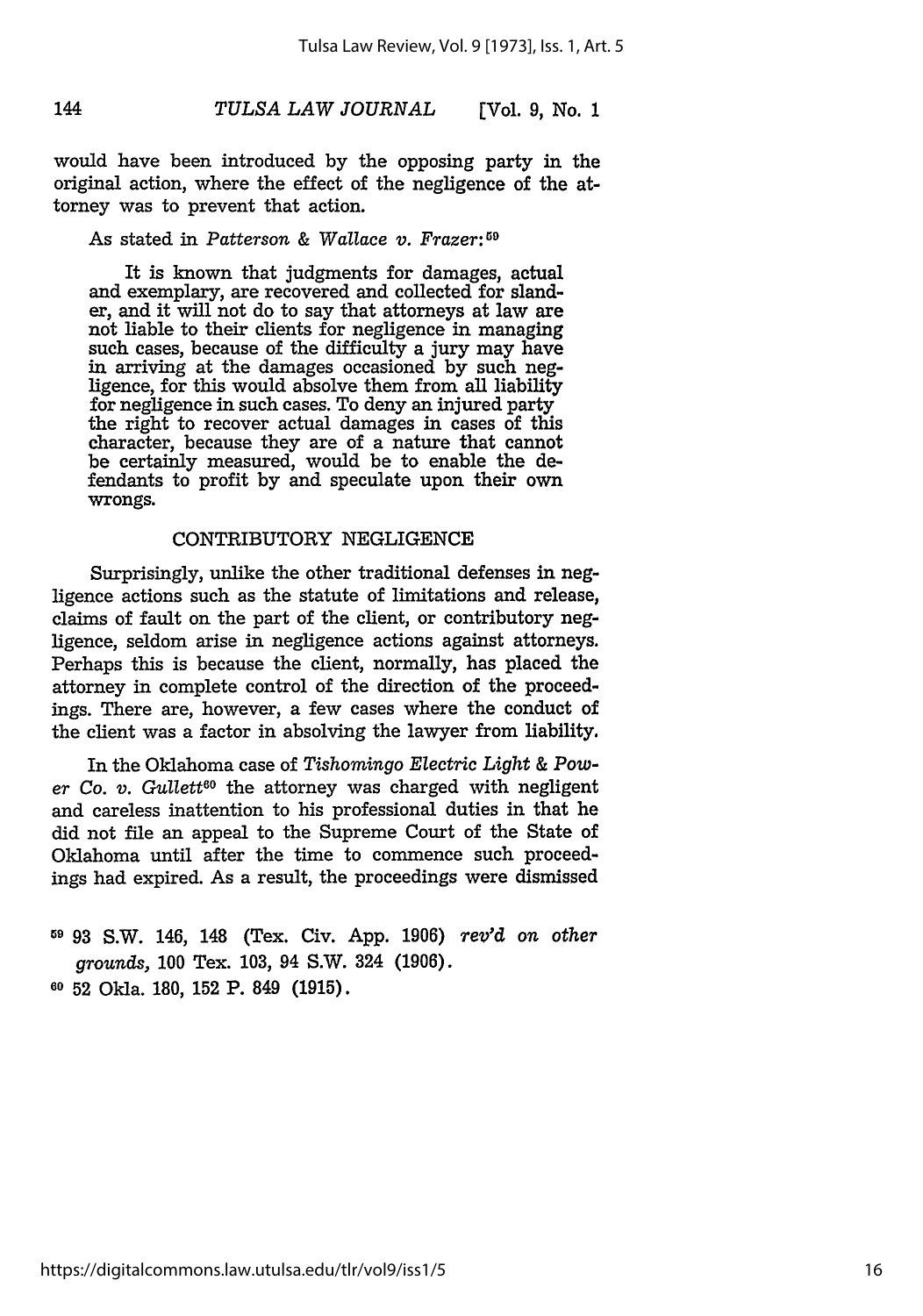would have been introduced by the opposing party in the original action, where the effect of the negligence of the attorney was to prevent that action.

As stated in *Patterson & Wallace v. Frazer*:[59]

> It is known that judgments for damages, actual and exemplary, are recovered and collected for slander, and it will not do to say that attorneys at law are not liable to their clients for negligence in managing such cases, because of the difficulty a jury may have in arriving at the damages occasioned by such negligence, for this would absolve them from all liability for negligence in such cases. To deny an injured party the right to recover actual damages in cases of this character, because they are of a nature that cannot be certainly measured, would be to enable the defendants to profit by and speculate upon their own wrongs.

## CONTRIBUTORY NEGLIGENCE

Surprisingly, unlike the other traditional defenses in negligence actions such as the statute of limitations and release, claims of fault on the part of the client, or contributory negligence, seldom arise in negligence actions against attorneys. Perhaps this is because the client, normally, has placed the attorney in complete control of the direction of the proceedings. There are, however, a few cases where the conduct of the client was a factor in absolving the lawyer from liability.

In the Oklahoma case of *Tishomingo Electric Light & Power Co. v. Gullett*[60] the attorney was charged with negligent and careless inattention to his professional duties in that he did not file an appeal to the Supreme Court of the State of Oklahoma until after the time to commence such proceedings had expired. As a result, the proceedings were dismissed

[59] 93 S.W. 146, 148 (Tex. Civ. App. 1906) *rev'd on other grounds*, 100 Tex. 103, 94 S.W. 324 (1906).

[60] 52 Okla. 180, 152 P. 849 (1915).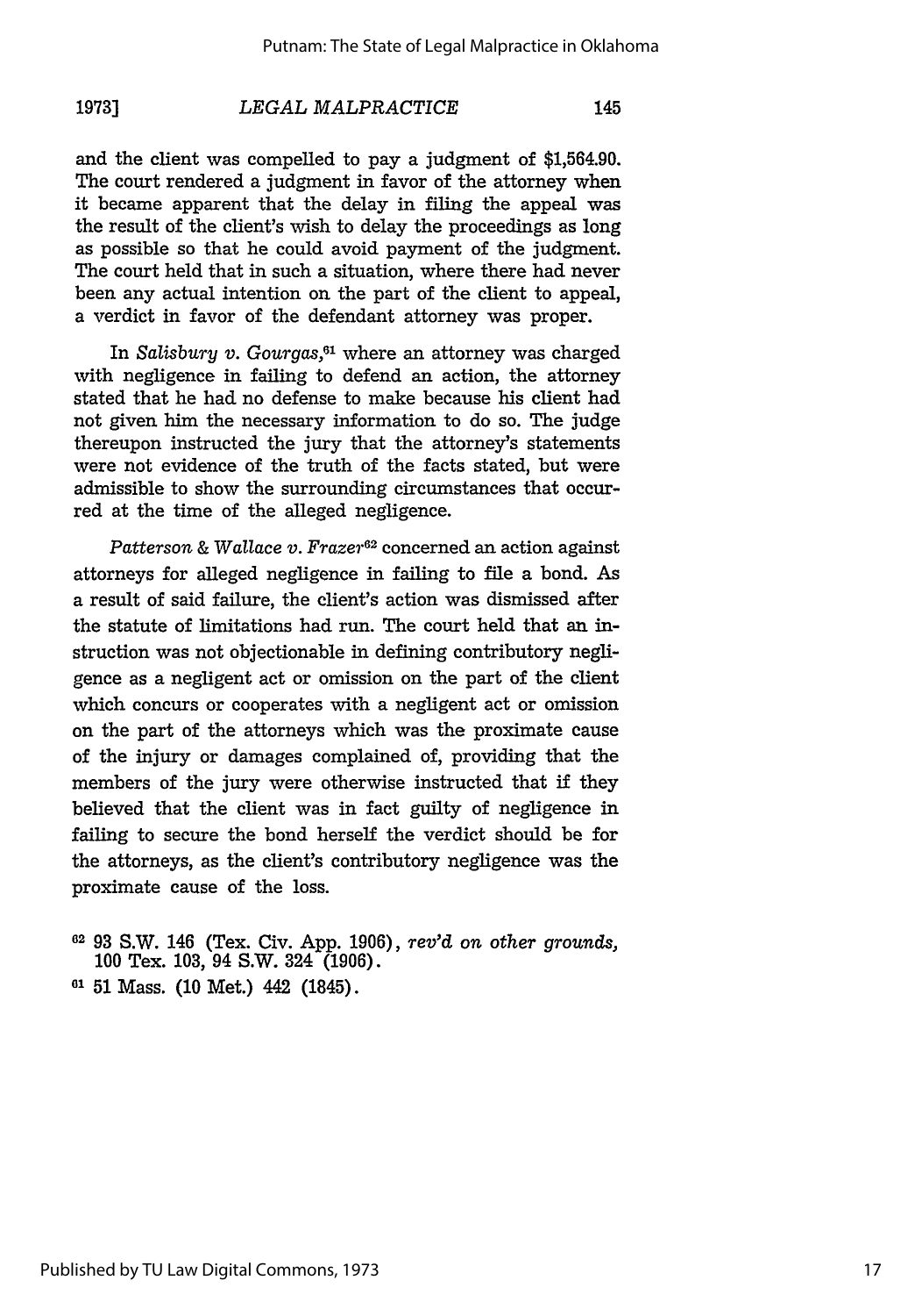and the client was compelled to pay a judgment of $1,564.90. The court rendered a judgment in favor of the attorney when it became apparent that the delay in filing the appeal was the result of the client's wish to delay the proceedings as long as possible so that he could avoid payment of the judgment. The court held that in such a situation, where there had never been any actual intention on the part of the client to appeal, a verdict in favor of the defendant attorney was proper.

In *Salisbury v. Gourgas*,[61] where an attorney was charged with negligence in failing to defend an action, the attorney stated that he had no defense to make because his client had not given him the necessary information to do so. The judge thereupon instructed the jury that the attorney's statements were not evidence of the truth of the facts stated, but were admissible to show the surrounding circumstances that occurred at the time of the alleged negligence.

*Patterson & Wallace v. Frazer*[62] concerned an action against attorneys for alleged negligence in failing to file a bond. As a result of said failure, the client's action was dismissed after the statute of limitations had run. The court held that an instruction was not objectionable in defining contributory negligence as a negligent act or omission on the part of the client which concurs or cooperates with a negligent act or omission on the part of the attorneys which was the proximate cause of the injury or damages complained of, providing that the members of the jury were otherwise instructed that if they believed that the client was in fact guilty of negligence in failing to secure the bond herself the verdict should be for the attorneys, as the client's contributory negligence was the proximate cause of the loss.

[62] 93 S.W. 146 (Tex. Civ. App. 1906), *rev'd on other grounds,* 100 Tex. 103, 94 S.W. 324 (1906).

[61] 51 Mass. (10 Met.) 442 (1845).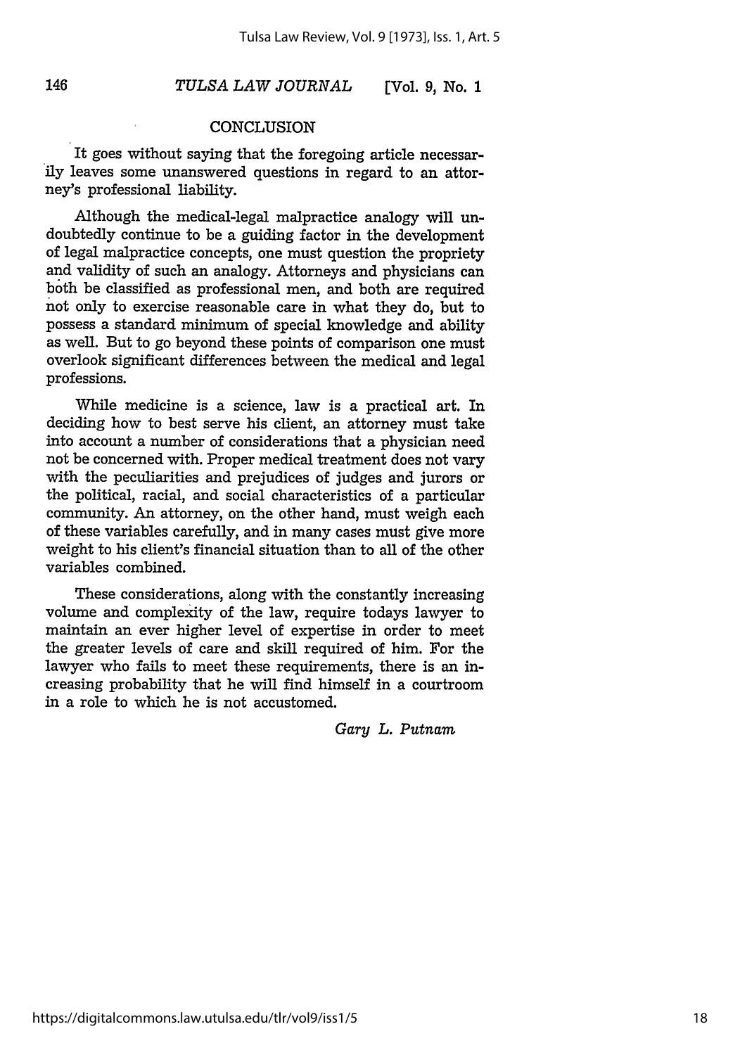## CONCLUSION

It goes without saying that the foregoing article necessarily leaves some unanswered questions in regard to an attorney's professional liability.

Although the medical-legal malpractice analogy will undoubtedly continue to be a guiding factor in the development of legal malpractice concepts, one must question the propriety and validity of such an analogy. Attorneys and physicians can both be classified as professional men, and both are required not only to exercise reasonable care in what they do, but to possess a standard minimum of special knowledge and ability as well. But to go beyond these points of comparison one must overlook significant differences between the medical and legal professions.

While medicine is a science, law is a practical art. In deciding how to best serve his client, an attorney must take into account a number of considerations that a physician need not be concerned with. Proper medical treatment does not vary with the peculiarities and prejudices of judges and jurors or the political, racial, and social characteristics of a particular community. An attorney, on the other hand, must weigh each of these variables carefully, and in many cases must give more weight to his client's financial situation than to all of the other variables combined.

These considerations, along with the constantly increasing volume and complexity of the law, require todays lawyer to maintain an ever higher level of expertise in order to meet the greater levels of care and skill required of him. For the lawyer who fails to meet these requirements, there is an increasing probability that he will find himself in a courtroom in a role to which he is not accustomed.

*Gary L. Putnam*